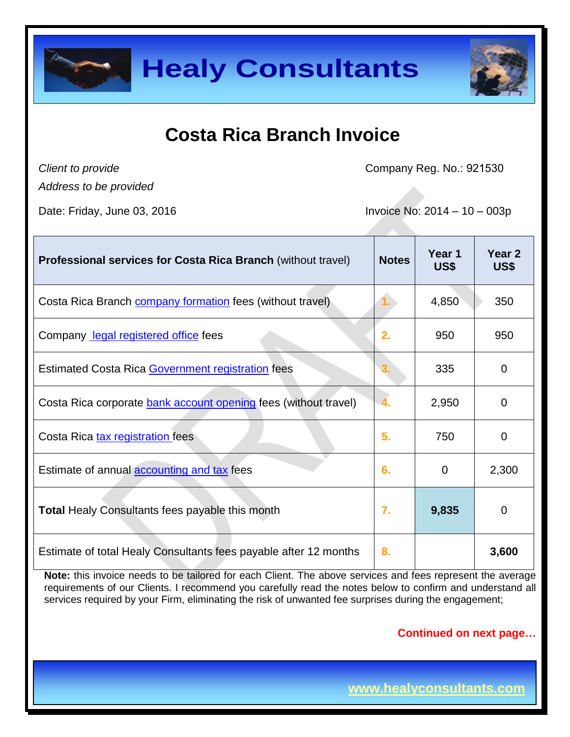# Healy Consultants

## Costa Rica Branch Invoice

*Client to provide*
*Address to be provided*

Company Reg. No.: 921530

Date: Friday, June 03, 2016

Invoice No: 2014 – 10 – 003p

| **Professional services for Costa Rica Branch** (without travel) | **Notes** | **Year 1 US$** | **Year 2 US$** |
|---|---|---|---|
| Costa Rica Branch company formation fees (without travel) | 1. | 4,850 | 350 |
| Company legal registered office fees | 2. | 950 | 950 |
| Estimated Costa Rica Government registration fees | 3. | 335 | 0 |
| Costa Rica corporate bank account opening fees (without travel) | 4. | 2,950 | 0 |
| Costa Rica tax registration fees | 5. | 750 | 0 |
| Estimate of annual accounting and tax fees | 6. | 0 | 2,300 |
| **Total** Healy Consultants fees payable this month | 7. | **9,835** | 0 |
| Estimate of total Healy Consultants fees payable after 12 months | 8. | | **3,600** |

**Note:** this invoice needs to be tailored for each Client. The above services and fees represent the average requirements of our Clients. I recommend you carefully read the notes below to confirm and understand all services required by your Firm, eliminating the risk of unwanted fee surprises during the engagement;

**Continued on next page…**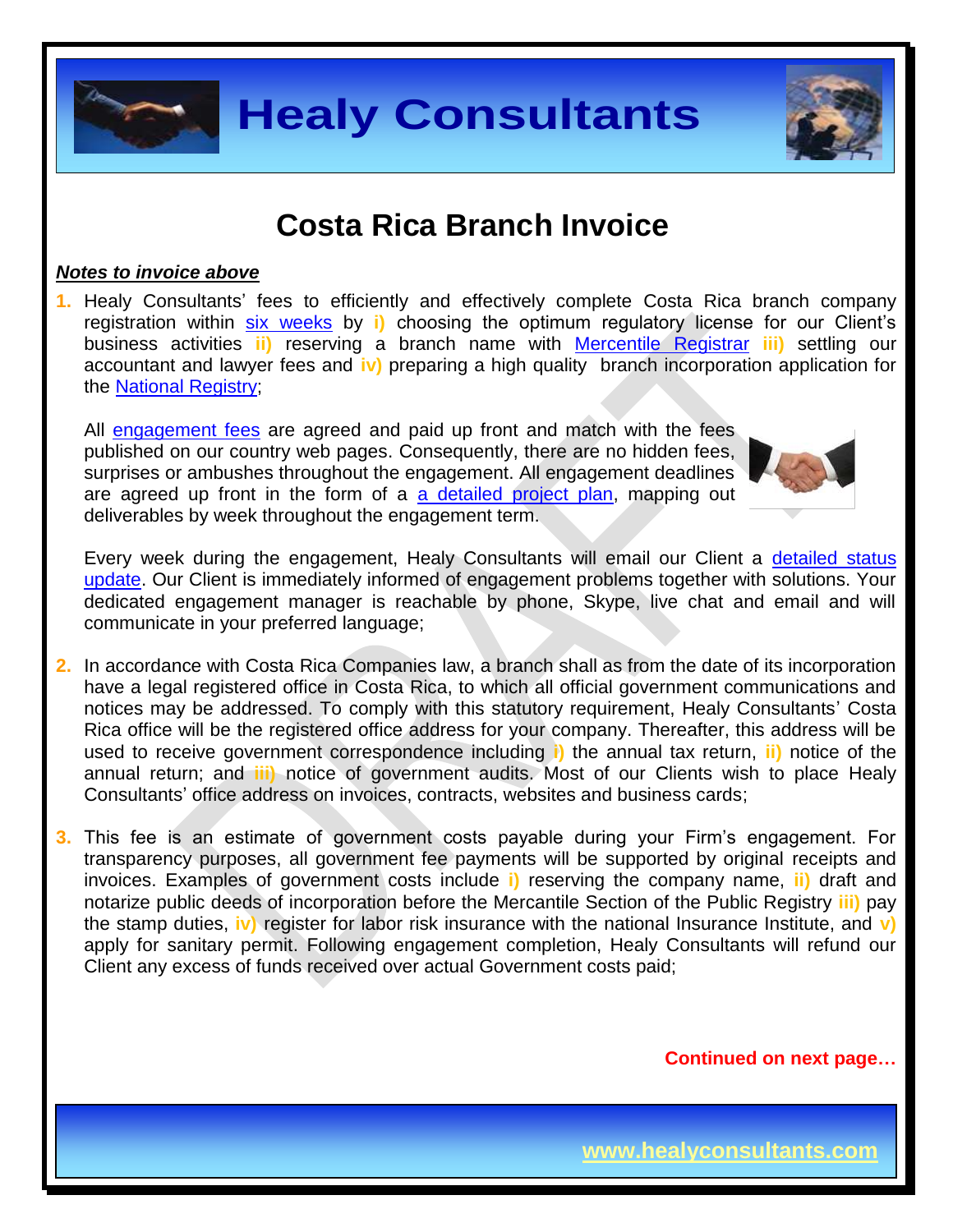# Costa Rica Branch Invoice

***Notes to invoice above***

1. Healy Consultants' fees to efficiently and effectively complete Costa Rica branch company registration within six weeks by **i)** choosing the optimum regulatory license for our Client's business activities **ii)** reserving a branch name with Mercentile Registrar **iii)** settling our accountant and lawyer fees and **iv)** preparing a high quality branch incorporation application for the National Registry;

   All engagement fees are agreed and paid up front and match with the fees published on our country web pages. Consequently, there are no hidden fees, surprises or ambushes throughout the engagement. All engagement deadlines are agreed up front in the form of a a detailed project plan, mapping out deliverables by week throughout the engagement term.

   Every week during the engagement, Healy Consultants will email our Client a detailed status update. Our Client is immediately informed of engagement problems together with solutions. Your dedicated engagement manager is reachable by phone, Skype, live chat and email and will communicate in your preferred language;

2. In accordance with Costa Rica Companies law, a branch shall as from the date of its incorporation have a legal registered office in Costa Rica, to which all official government communications and notices may be addressed. To comply with this statutory requirement, Healy Consultants' Costa Rica office will be the registered office address for your company. Thereafter, this address will be used to receive government correspondence including **i)** the annual tax return, **ii)** notice of the annual return; and **iii)** notice of government audits. Most of our Clients wish to place Healy Consultants' office address on invoices, contracts, websites and business cards;

3. This fee is an estimate of government costs payable during your Firm's engagement. For transparency purposes, all government fee payments will be supported by original receipts and invoices. Examples of government costs include **i)** reserving the company name, **ii)** draft and notarize public deeds of incorporation before the Mercantile Section of the Public Registry **iii)** pay the stamp duties, **iv)** register for labor risk insurance with the national Insurance Institute, and **v)** apply for sanitary permit. Following engagement completion, Healy Consultants will refund our Client any excess of funds received over actual Government costs paid;

**Continued on next page…**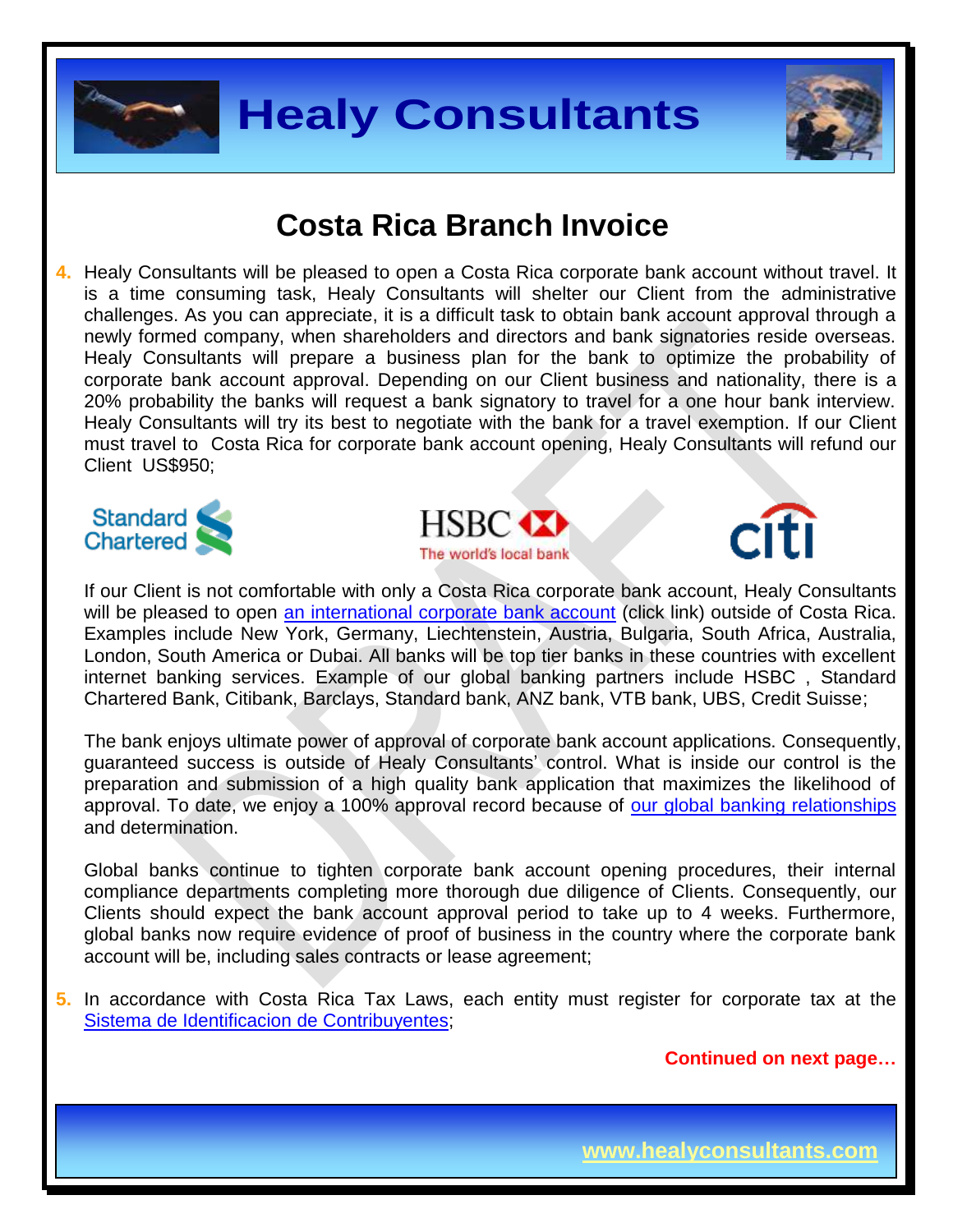# Costa Rica Branch Invoice

4. Healy Consultants will be pleased to open a Costa Rica corporate bank account without travel. It is a time consuming task, Healy Consultants will shelter our Client from the administrative challenges. As you can appreciate, it is a difficult task to obtain bank account approval through a newly formed company, when shareholders and directors and bank signatories reside overseas. Healy Consultants will prepare a business plan for the bank to optimize the probability of corporate bank account approval. Depending on our Client business and nationality, there is a 20% probability the banks will request a bank signatory to travel for a one hour bank interview. Healy Consultants will try its best to negotiate with the bank for a travel exemption. If our Client must travel to Costa Rica for corporate bank account opening, Healy Consultants will refund our Client US$950;

   If our Client is not comfortable with only a Costa Rica corporate bank account, Healy Consultants will be pleased to open an international corporate bank account (click link) outside of Costa Rica. Examples include New York, Germany, Liechtenstein, Austria, Bulgaria, South Africa, Australia, London, South America or Dubai. All banks will be top tier banks in these countries with excellent internet banking services. Example of our global banking partners include HSBC , Standard Chartered Bank, Citibank, Barclays, Standard bank, ANZ bank, VTB bank, UBS, Credit Suisse;

   The bank enjoys ultimate power of approval of corporate bank account applications. Consequently, guaranteed success is outside of Healy Consultants' control. What is inside our control is the preparation and submission of a high quality bank application that maximizes the likelihood of approval. To date, we enjoy a 100% approval record because of our global banking relationships and determination.

   Global banks continue to tighten corporate bank account opening procedures, their internal compliance departments completing more thorough due diligence of Clients. Consequently, our Clients should expect the bank account approval period to take up to 4 weeks. Furthermore, global banks now require evidence of proof of business in the country where the corporate bank account will be, including sales contracts or lease agreement;

5. In accordance with Costa Rica Tax Laws, each entity must register for corporate tax at the Sistema de Identificacion de Contribuyentes;

**Continued on next page…**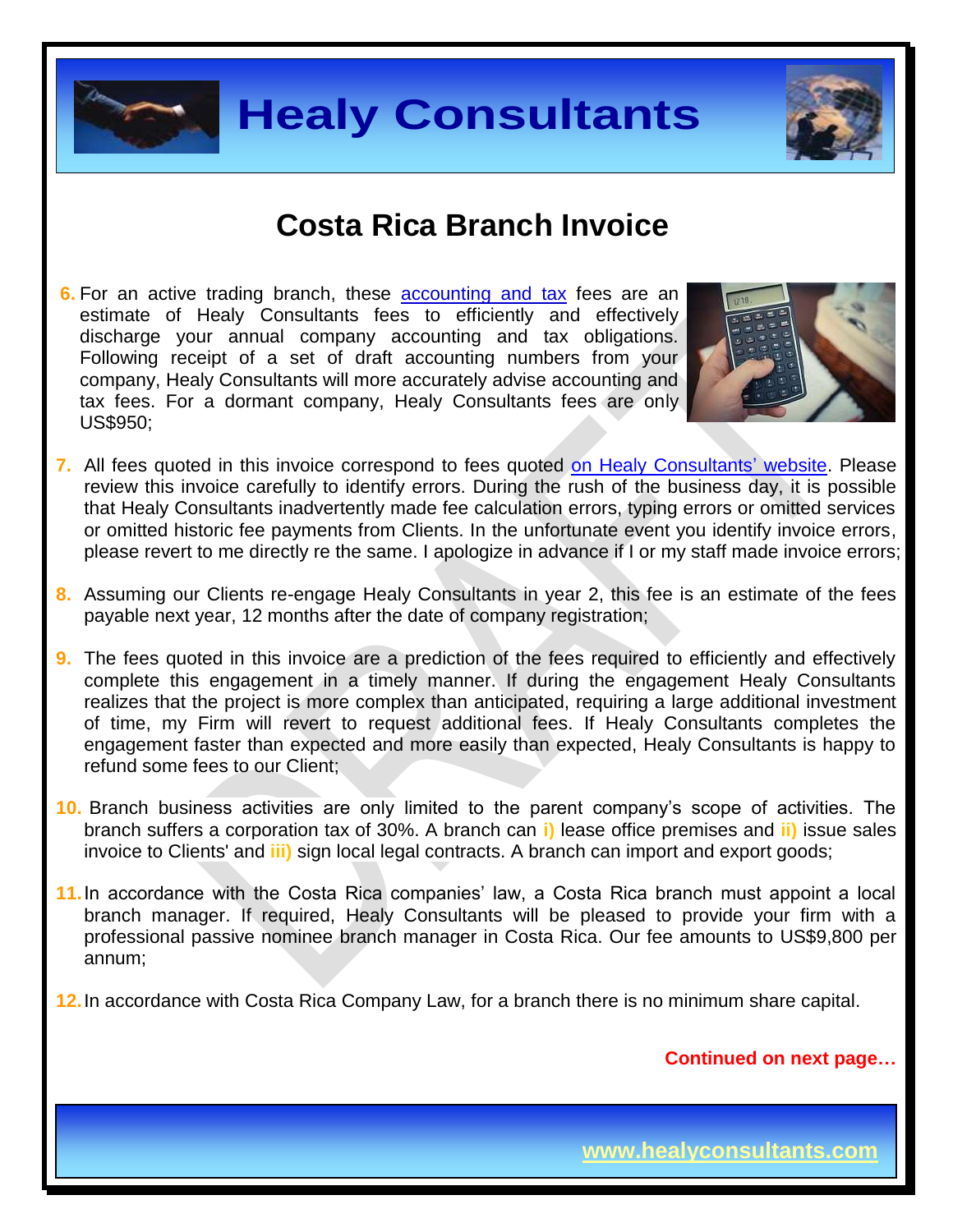## Costa Rica Branch Invoice

6. For an active trading branch, these accounting and tax fees are an estimate of Healy Consultants fees to efficiently and effectively discharge your annual company accounting and tax obligations. Following receipt of a set of draft accounting numbers from your company, Healy Consultants will more accurately advise accounting and tax fees. For a dormant company, Healy Consultants fees are only US$950;

7. All fees quoted in this invoice correspond to fees quoted on Healy Consultants' website. Please review this invoice carefully to identify errors. During the rush of the business day, it is possible that Healy Consultants inadvertently made fee calculation errors, typing errors or omitted services or omitted historic fee payments from Clients. In the unfortunate event you identify invoice errors, please revert to me directly re the same. I apologize in advance if I or my staff made invoice errors;

8. Assuming our Clients re-engage Healy Consultants in year 2, this fee is an estimate of the fees payable next year, 12 months after the date of company registration;

9. The fees quoted in this invoice are a prediction of the fees required to efficiently and effectively complete this engagement in a timely manner. If during the engagement Healy Consultants realizes that the project is more complex than anticipated, requiring a large additional investment of time, my Firm will revert to request additional fees. If Healy Consultants completes the engagement faster than expected and more easily than expected, Healy Consultants is happy to refund some fees to our Client;

10. Branch business activities are only limited to the parent company's scope of activities. The branch suffers a corporation tax of 30%. A branch can **i)** lease office premises and **ii)** issue sales invoice to Clients' and **iii)** sign local legal contracts. A branch can import and export goods;

11. In accordance with the Costa Rica companies' law, a Costa Rica branch must appoint a local branch manager. If required, Healy Consultants will be pleased to provide your firm with a professional passive nominee branch manager in Costa Rica. Our fee amounts to US$9,800 per annum;

12. In accordance with Costa Rica Company Law, for a branch there is no minimum share capital.

**Continued on next page…**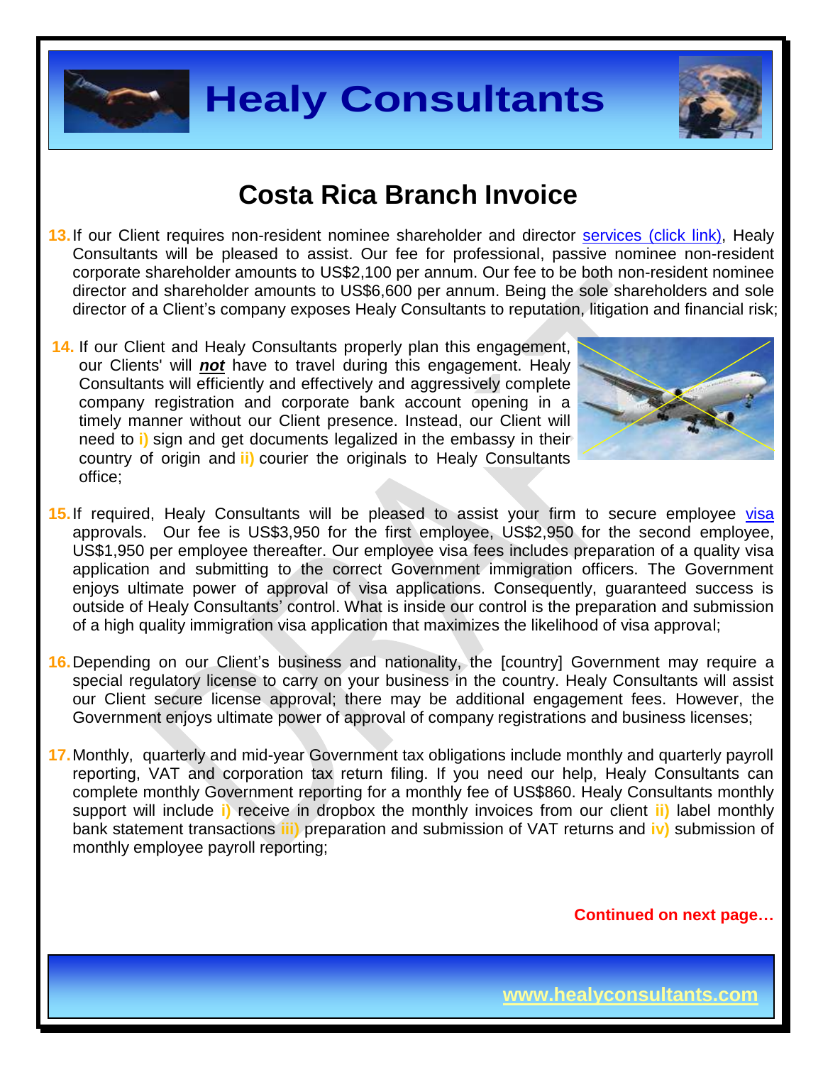# Costa Rica Branch Invoice

13. If our Client requires non-resident nominee shareholder and director services (click link), Healy Consultants will be pleased to assist. Our fee for professional, passive nominee non-resident corporate shareholder amounts to US$2,100 per annum. Our fee to be both non-resident nominee director and shareholder amounts to US$6,600 per annum. Being the sole shareholders and sole director of a Client's company exposes Healy Consultants to reputation, litigation and financial risk;

14. If our Client and Healy Consultants properly plan this engagement, our Clients' will ***not*** have to travel during this engagement. Healy Consultants will efficiently and effectively and aggressively complete company registration and corporate bank account opening in a timely manner without our Client presence. Instead, our Client will need to **i)** sign and get documents legalized in the embassy in their country of origin and **ii)** courier the originals to Healy Consultants office;

15. If required, Healy Consultants will be pleased to assist your firm to secure employee visa approvals. Our fee is US$3,950 for the first employee, US$2,950 for the second employee, US$1,950 per employee thereafter. Our employee visa fees includes preparation of a quality visa application and submitting to the correct Government immigration officers. The Government enjoys ultimate power of approval of visa applications. Consequently, guaranteed success is outside of Healy Consultants' control. What is inside our control is the preparation and submission of a high quality immigration visa application that maximizes the likelihood of visa approval;

16. Depending on our Client's business and nationality, the [country] Government may require a special regulatory license to carry on your business in the country. Healy Consultants will assist our Client secure license approval; there may be additional engagement fees. However, the Government enjoys ultimate power of approval of company registrations and business licenses;

17. Monthly, quarterly and mid-year Government tax obligations include monthly and quarterly payroll reporting, VAT and corporation tax return filing. If you need our help, Healy Consultants can complete monthly Government reporting for a monthly fee of US$860. Healy Consultants monthly support will include **i)** receive in dropbox the monthly invoices from our client **ii)** label monthly bank statement transactions **iii)** preparation and submission of VAT returns and **iv)** submission of monthly employee payroll reporting;

**Continued on next page…**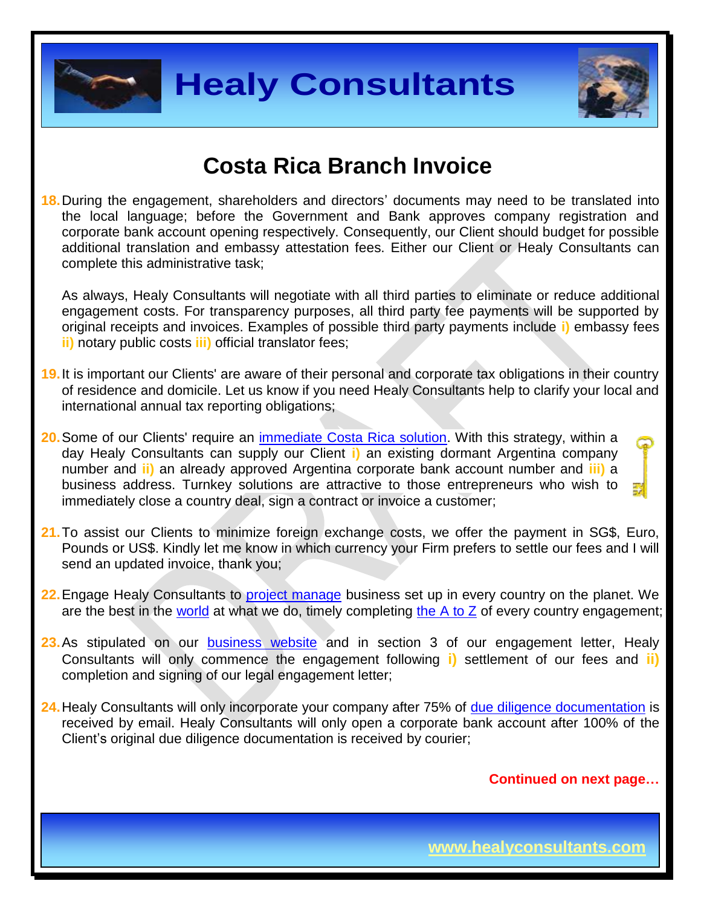# Costa Rica Branch Invoice

18. During the engagement, shareholders and directors' documents may need to be translated into the local language; before the Government and Bank approves company registration and corporate bank account opening respectively. Consequently, our Client should budget for possible additional translation and embassy attestation fees. Either our Client or Healy Consultants can complete this administrative task;

    As always, Healy Consultants will negotiate with all third parties to eliminate or reduce additional engagement costs. For transparency purposes, all third party fee payments will be supported by original receipts and invoices. Examples of possible third party payments include **i)** embassy fees **ii)** notary public costs **iii)** official translator fees;

19. It is important our Clients' are aware of their personal and corporate tax obligations in their country of residence and domicile. Let us know if you need Healy Consultants help to clarify your local and international annual tax reporting obligations;

20. Some of our Clients' require an immediate Costa Rica solution. With this strategy, within a day Healy Consultants can supply our Client **i)** an existing dormant Argentina company number and **ii)** an already approved Argentina corporate bank account number and **iii)** a business address. Turnkey solutions are attractive to those entrepreneurs who wish to immediately close a country deal, sign a contract or invoice a customer;

21. To assist our Clients to minimize foreign exchange costs, we offer the payment in SG$, Euro, Pounds or US$. Kindly let me know in which currency your Firm prefers to settle our fees and I will send an updated invoice, thank you;

22. Engage Healy Consultants to project manage business set up in every country on the planet. We are the best in the world at what we do, timely completing the A to Z of every country engagement;

23. As stipulated on our business website and in section 3 of our engagement letter, Healy Consultants will only commence the engagement following **i)** settlement of our fees and **ii)** completion and signing of our legal engagement letter;

24. Healy Consultants will only incorporate your company after 75% of due diligence documentation is received by email. Healy Consultants will only open a corporate bank account after 100% of the Client's original due diligence documentation is received by courier;

**Continued on next page…**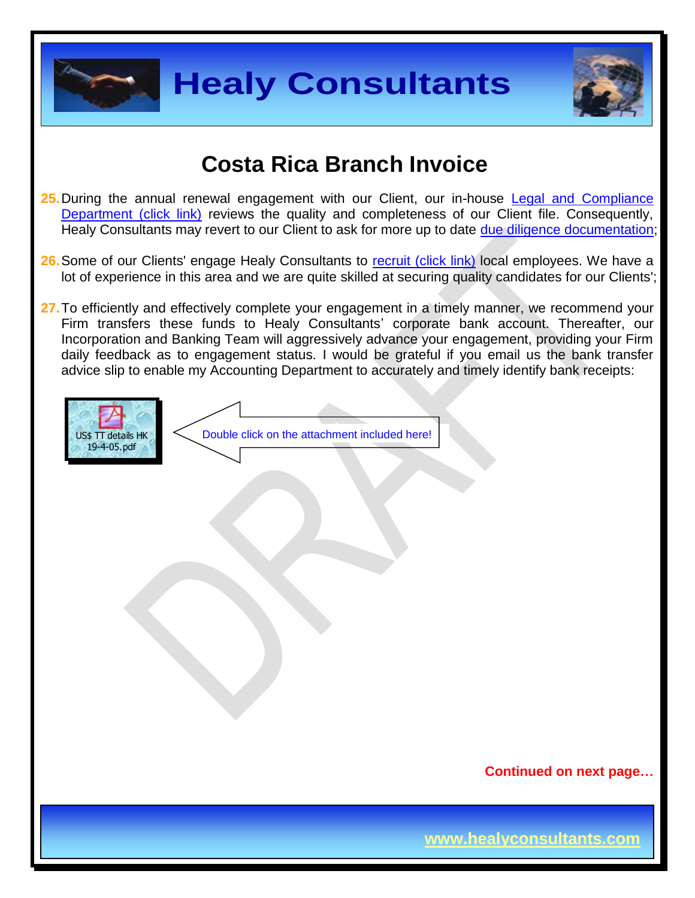# Costa Rica Branch Invoice

25. During the annual renewal engagement with our Client, our in-house Legal and Compliance Department (click link) reviews the quality and completeness of our Client file. Consequently, Healy Consultants may revert to our Client to ask for more up to date due diligence documentation;

26. Some of our Clients' engage Healy Consultants to recruit (click link) local employees. We have a lot of experience in this area and we are quite skilled at securing quality candidates for our Clients';

27. To efficiently and effectively complete your engagement in a timely manner, we recommend your Firm transfers these funds to Healy Consultants' corporate bank account. Thereafter, our Incorporation and Banking Team will aggressively advance your engagement, providing your Firm daily feedback as to engagement status. I would be grateful if you email us the bank transfer advice slip to enable my Accounting Department to accurately and timely identify bank receipts:

US$ TT details HK 19-4-05.pdf

Double click on the attachment included here!

**Continued on next page…**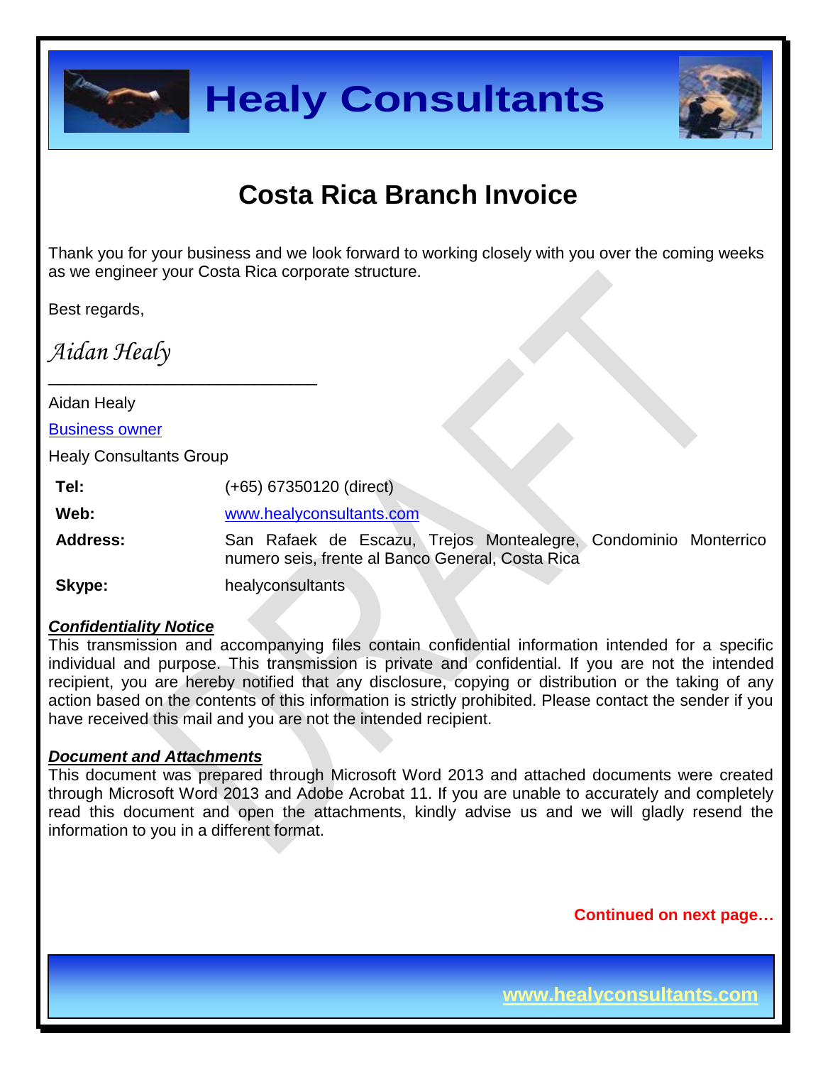# Costa Rica Branch Invoice

Thank you for your business and we look forward to working closely with you over the coming weeks as we engineer your Costa Rica corporate structure.

Best regards,

*Aidan Healy*

______________________________

Aidan Healy

[Business owner](#)

Healy Consultants Group

| | |
|---|---|
| **Tel:** | (+65) 67350120 (direct) |
| **Web:** | [www.healyconsultants.com](http://www.healyconsultants.com) |
| **Address:** | San Rafaek de Escazu, Trejos Montealegre, Condominio Monterrico numero seis, frente al Banco General, Costa Rica |
| **Skype:** | healyconsultants |

***Confidentiality Notice***

This transmission and accompanying files contain confidential information intended for a specific individual and purpose. This transmission is private and confidential. If you are not the intended recipient, you are hereby notified that any disclosure, copying or distribution or the taking of any action based on the contents of this information is strictly prohibited. Please contact the sender if you have received this mail and you are not the intended recipient.

***Document and Attachments***

This document was prepared through Microsoft Word 2013 and attached documents were created through Microsoft Word 2013 and Adobe Acrobat 11. If you are unable to accurately and completely read this document and open the attachments, kindly advise us and we will gladly resend the information to you in a different format.

**Continued on next page…**